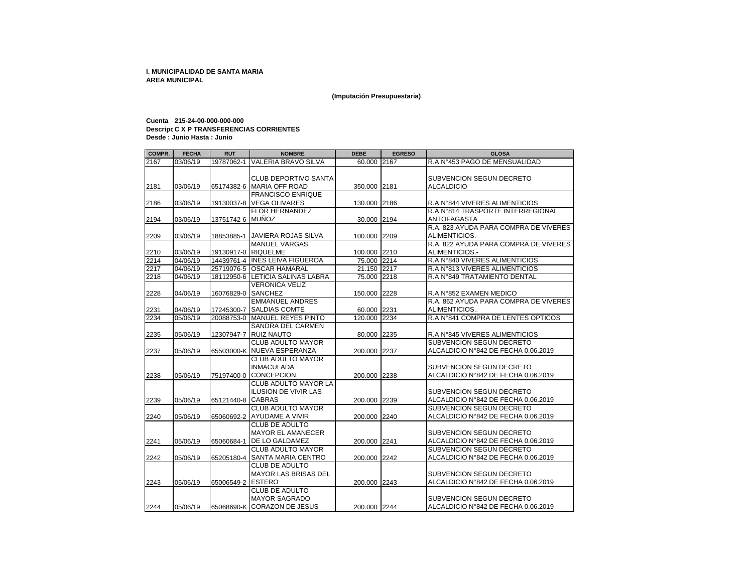**I. MUNICIPALIDAD DE SANTA MARIA**
**AREA MUNICIPAL**

**(Imputación Presupuestaria)**

**Cuenta 215-24-00-000-000-000**
**Descripc C X P TRANSFERENCIAS CORRIENTES**
**Desde : Junio Hasta : Junio**

| COMPR. | FECHA | RUT | NOMBRE | DEBE | EGRESO | GLOSA |
|---|---|---|---|---|---|---|
| 2167 | 03/06/19 | 19787062-1 | VALERIA BRAVO SILVA | 60.000 | 2167 | R.A N°453 PAGO DE MENSUALIDAD |
| 2181 | 03/06/19 | 65174382-6 | CLUB DEPORTIVO SANTA MARIA OFF ROAD | 350.000 | 2181 | SUBVENCION SEGUN DECRETO ALCALDICIO |
| 2186 | 03/06/19 | 19130037-8 | FRANCISCO ENRIQUE VEGA OLIVARES | 130.000 | 2186 | R.A N°844 VIVERES ALIMENTICIOS |
| 2194 | 03/06/19 | 13751742-6 | FLOR HERNANDEZ MUÑOZ | 30.000 | 2194 | R.A N°814 TRASPORTE INTERREGIONAL ANTOFAGASTA |
| 2209 | 03/06/19 | 18853885-1 | JAVIERA ROJAS SILVA | 100.000 | 2209 | R.A. 823 AYUDA PARA COMPRA DE VIVERES ALIMENTICIOS.- |
| 2210 | 03/06/19 | 19130917-0 | MANUEL VARGAS RIQUELME | 100.000 | 2210 | R.A. 822 AYUDA PARA COMPRA DE VIVERES ALIMENTICIOS.- |
| 2214 | 04/06/19 | 14439761-4 | INES LEIVA FIGUEROA | 75.000 | 2214 | R.A N°840 VIVERES ALIMENTICIOS |
| 2217 | 04/06/19 | 25719076-5 | OSCAR HAMARAL | 21.150 | 2217 | R.A N°813 VIVERES ALIMENTICIOS |
| 2218 | 04/06/19 | 18112950-6 | LETICIA SALINAS LABRA | 75.000 | 2218 | R.A N°849 TRATAMIENTO DENTAL |
| 2228 | 04/06/19 | 16076829-0 | VERONICA VELIZ SANCHEZ | 150.000 | 2228 | R.A N°852 EXAMEN MEDICO |
| 2231 | 04/06/19 | 17245300-7 | EMMANUEL ANDRES SALDIAS COMTE | 60.000 | 2231 | R.A. 862 AYUDA PARA COMPRA DE VIVERES ALIMENTICIOS.. |
| 2234 | 05/06/19 | 20088753-0 | MANUEL REYES PINTO | 120.000 | 2234 | R.A N°841 COMPRA DE LENTES OPTICOS |
| 2235 | 05/06/19 | 12307947-7 | SANDRA DEL CARMEN RUIZ NAUTO | 80.000 | 2235 | R.A N°845 VIVERES ALIMENTICIOS |
| 2237 | 05/06/19 | 65503000-K | CLUB ADULTO MAYOR NUEVA ESPERANZA | 200.000 | 2237 | SUBVENCION SEGUN DECRETO ALCALDICIO N°842 DE FECHA 0.06.2019 |
| 2238 | 05/06/19 | 75197400-0 | CLUB ADULTO MAYOR INMACULADA CONCEPCION | 200.000 | 2238 | SUBVENCION SEGUN DECRETO ALCALDICIO N°842 DE FECHA 0.06.2019 |
| 2239 | 05/06/19 | 65121440-8 | CLUB ADULTO MAYOR LA ILUSION DE VIVIR LAS CABRAS | 200.000 | 2239 | SUBVENCION SEGUN DECRETO ALCALDICIO N°842 DE FECHA 0.06.2019 |
| 2240 | 05/06/19 | 65060692-2 | CLUB ADULTO MAYOR AYUDAME A VIVIR | 200.000 | 2240 | SUBVENCION SEGUN DECRETO ALCALDICIO N°842 DE FECHA 0.06.2019 |
| 2241 | 05/06/19 | 65060684-1 | CLUB DE ADULTO MAYOR EL AMANECER DE LO GALDAMEZ | 200.000 | 2241 | SUBVENCION SEGUN DECRETO ALCALDICIO N°842 DE FECHA 0.06.2019 |
| 2242 | 05/06/19 | 65205180-4 | CLUB ADULTO MAYOR SANTA MARIA CENTRO | 200.000 | 2242 | SUBVENCION SEGUN DECRETO ALCALDICIO N°842 DE FECHA 0.06.2019 |
| 2243 | 05/06/19 | 65006549-2 | CLUB DE ADULTO MAYOR LAS BRISAS DEL ESTERO | 200.000 | 2243 | SUBVENCION SEGUN DECRETO ALCALDICIO N°842 DE FECHA 0.06.2019 |
| 2244 | 05/06/19 | 65068690-K | CLUB DE ADULTO MAYOR SAGRADO CORAZON DE JESUS | 200.000 | 2244 | SUBVENCION SEGUN DECRETO ALCALDICIO N°842 DE FECHA 0.06.2019 |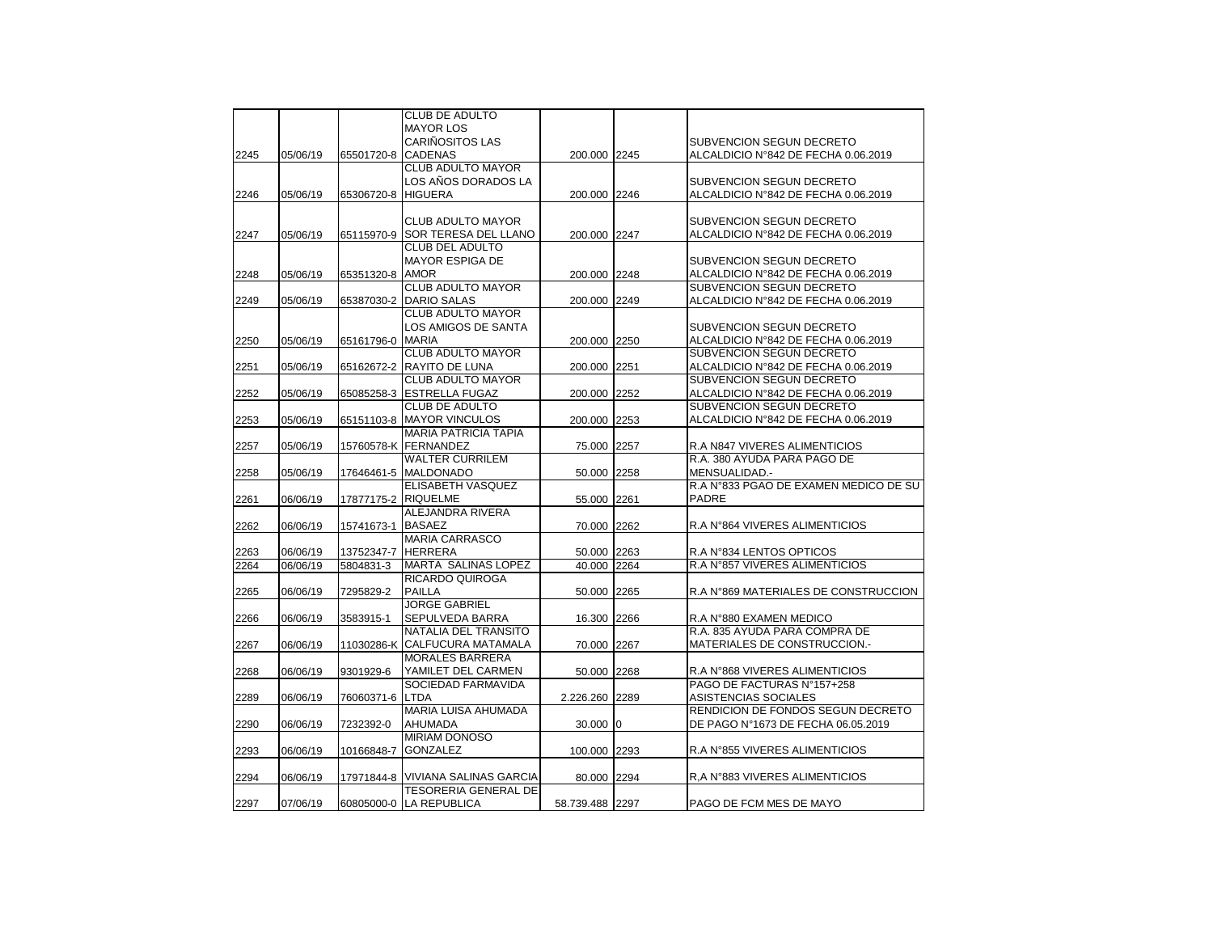| | | | | | | |
|---|---|---|---|---|---|---|
| 2245 | 05/06/19 | 65501720-8 | CLUB DE ADULTO MAYOR LOS CARIÑOSITOS LAS CADENAS | 200.000 | 2245 | SUBVENCION SEGUN DECRETO ALCALDICIO N°842 DE FECHA 0.06.2019 |
| 2246 | 05/06/19 | 65306720-8 | CLUB ADULTO MAYOR LOS AÑOS DORADOS LA HIGUERA | 200.000 | 2246 | SUBVENCION SEGUN DECRETO ALCALDICIO N°842 DE FECHA 0.06.2019 |
| 2247 | 05/06/19 | 65115970-9 | CLUB ADULTO MAYOR SOR TERESA DEL LLANO | 200.000 | 2247 | SUBVENCION SEGUN DECRETO ALCALDICIO N°842 DE FECHA 0.06.2019 |
| 2248 | 05/06/19 | 65351320-8 | CLUB DEL ADULTO MAYOR ESPIGA DE AMOR | 200.000 | 2248 | SUBVENCION SEGUN DECRETO ALCALDICIO N°842 DE FECHA 0.06.2019 |
| 2249 | 05/06/19 | 65387030-2 | CLUB ADULTO MAYOR DARIO SALAS | 200.000 | 2249 | SUBVENCION SEGUN DECRETO ALCALDICIO N°842 DE FECHA 0.06.2019 |
| 2250 | 05/06/19 | 65161796-0 | CLUB ADULTO MAYOR LOS AMIGOS DE SANTA MARIA | 200.000 | 2250 | SUBVENCION SEGUN DECRETO ALCALDICIO N°842 DE FECHA 0.06.2019 |
| 2251 | 05/06/19 | 65162672-2 | CLUB ADULTO MAYOR RAYITO DE LUNA | 200.000 | 2251 | SUBVENCION SEGUN DECRETO ALCALDICIO N°842 DE FECHA 0.06.2019 |
| 2252 | 05/06/19 | 65085258-3 | CLUB ADULTO MAYOR ESTRELLA FUGAZ | 200.000 | 2252 | SUBVENCION SEGUN DECRETO ALCALDICIO N°842 DE FECHA 0.06.2019 |
| 2253 | 05/06/19 | 65151103-8 | CLUB DE ADULTO MAYOR VINCULOS | 200.000 | 2253 | SUBVENCION SEGUN DECRETO ALCALDICIO N°842 DE FECHA 0.06.2019 |
| 2257 | 05/06/19 | 15760578-K | MARIA PATRICIA TAPIA FERNANDEZ | 75.000 | 2257 | R.A N847 VIVERES ALIMENTICIOS |
| 2258 | 05/06/19 | 17646461-5 | WALTER CURRILEM MALDONADO | 50.000 | 2258 | R.A. 380 AYUDA PARA PAGO DE MENSUALIDAD.- |
| 2261 | 06/06/19 | 17877175-2 | ELISABETH VASQUEZ RIQUELME | 55.000 | 2261 | R.A N°833 PGAO DE EXAMEN MEDICO DE SU PADRE |
| 2262 | 06/06/19 | 15741673-1 | ALEJANDRA RIVERA BASAEZ | 70.000 | 2262 | R.A N°864 VIVERES ALIMENTICIOS |
| 2263 | 06/06/19 | 13752347-7 | MARIA CARRASCO HERRERA | 50.000 | 2263 | R.A N°834 LENTOS OPTICOS |
| 2264 | 06/06/19 | 5804831-3 | MARTA SALINAS LOPEZ | 40.000 | 2264 | R.A N°857 VIVERES ALIMENTICIOS |
| 2265 | 06/06/19 | 7295829-2 | RICARDO QUIROGA PAILLA | 50.000 | 2265 | R.A N°869 MATERIALES DE CONSTRUCCION |
| 2266 | 06/06/19 | 3583915-1 | JORGE GABRIEL SEPULVEDA BARRA | 16.300 | 2266 | R.A N°880 EXAMEN MEDICO |
| 2267 | 06/06/19 | 11030286-K | NATALIA DEL TRANSITO CALFUCURA MATAMALA | 70.000 | 2267 | R.A. 835 AYUDA PARA COMPRA DE MATERIALES DE CONSTRUCCION.- |
| 2268 | 06/06/19 | 9301929-6 | MORALES BARRERA YAMILET DEL CARMEN | 50.000 | 2268 | R.A N°868 VIVERES ALIMENTICIOS |
| 2289 | 06/06/19 | 76060371-6 | SOCIEDAD FARMAVIDA LTDA | 2.226.260 | 2289 | PAGO DE FACTURAS N°157+258 ASISTENCIAS SOCIALES |
| 2290 | 06/06/19 | 7232392-0 | MARIA LUISA AHUMADA AHUMADA | 30.000 | 0 | RENDICION DE FONDOS SEGUN DECRETO DE PAGO N°1673 DE FECHA 06.05.2019 |
| 2293 | 06/06/19 | 10166848-7 | MIRIAM DONOSO GONZALEZ | 100.000 | 2293 | R.A N°855 VIVERES ALIMENTICIOS |
| 2294 | 06/06/19 | 17971844-8 | VIVIANA SALINAS GARCIA | 80.000 | 2294 | R,A N°883 VIVERES ALIMENTICIOS |
| 2297 | 07/06/19 | 60805000-0 | TESORERIA GENERAL DE LA REPUBLICA | 58.739.488 | 2297 | PAGO DE FCM MES DE MAYO |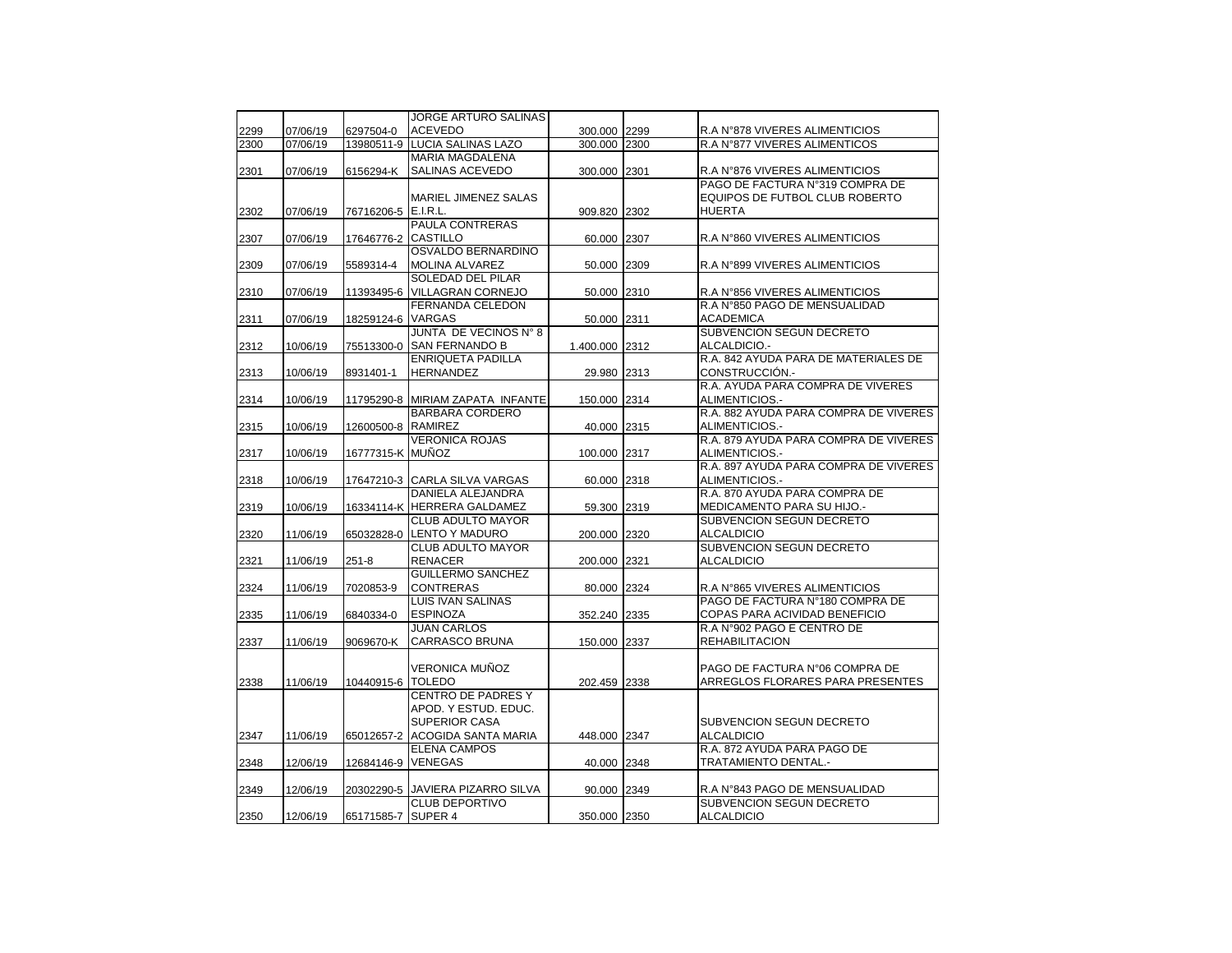| | | | | | | |
|---|---|---|---|---|---|---|
| 2299 | 07/06/19 | 6297504-0 | JORGE ARTURO SALINAS ACEVEDO | 300.000 | 2299 | R.A N°878 VIVERES ALIMENTICIOS |
| 2300 | 07/06/19 | 13980511-9 | LUCIA SALINAS LAZO | 300.000 | 2300 | R.A N°877 VIVERES ALIMENTICOS |
| 2301 | 07/06/19 | 6156294-K | MARIA MAGDALENA SALINAS ACEVEDO | 300.000 | 2301 | R.A N°876 VIVERES ALIMENTICIOS |
| 2302 | 07/06/19 | 76716206-5 | MARIEL JIMENEZ SALAS E.I.R.L. | 909.820 | 2302 | PAGO DE FACTURA N°319 COMPRA DE EQUIPOS DE FUTBOL CLUB ROBERTO HUERTA |
| 2307 | 07/06/19 | 17646776-2 | PAULA CONTRERAS CASTILLO | 60.000 | 2307 | R.A N°860 VIVERES ALIMENTICIOS |
| 2309 | 07/06/19 | 5589314-4 | OSVALDO BERNARDINO MOLINA ALVAREZ | 50.000 | 2309 | R.A N°899 VIVERES ALIMENTICIOS |
| 2310 | 07/06/19 | 11393495-6 | SOLEDAD DEL PILAR VILLAGRAN CORNEJO | 50.000 | 2310 | R.A N°856 VIVERES ALIMENTICIOS |
| 2311 | 07/06/19 | 18259124-6 | FERNANDA CELEDON VARGAS | 50.000 | 2311 | R.A N°850 PAGO DE MENSUALIDAD ACADEMICA |
| 2312 | 10/06/19 | 75513300-0 | JUNTA DE VECINOS N° 8 SAN FERNANDO B | 1.400.000 | 2312 | SUBVENCION SEGUN DECRETO ALCALDICIO.- |
| 2313 | 10/06/19 | 8931401-1 | ENRIQUETA PADILLA HERNANDEZ | 29.980 | 2313 | R.A. 842 AYUDA PARA DE MATERIALES DE CONSTRUCCIÓN.- |
| 2314 | 10/06/19 | 11795290-8 | MIRIAM ZAPATA INFANTE | 150.000 | 2314 | R.A. AYUDA PARA COMPRA DE VIVERES ALIMENTICIOS.- |
| 2315 | 10/06/19 | 12600500-8 | BARBARA CORDERO RAMIREZ | 40.000 | 2315 | R.A. 882 AYUDA PARA COMPRA DE VIVERES ALIMENTICIOS.- |
| 2317 | 10/06/19 | 16777315-K | VERONICA ROJAS MUÑOZ | 100.000 | 2317 | R.A. 879 AYUDA PARA COMPRA DE VIVERES ALIMENTICIOS.- |
| 2318 | 10/06/19 | 17647210-3 | CARLA SILVA VARGAS | 60.000 | 2318 | R.A. 897 AYUDA PARA COMPRA DE VIVERES ALIMENTICIOS.- |
| 2319 | 10/06/19 | 16334114-K | DANIELA ALEJANDRA HERRERA GALDAMEZ | 59.300 | 2319 | R.A. 870 AYUDA PARA COMPRA DE MEDICAMENTO PARA SU HIJO.- |
| 2320 | 11/06/19 | 65032828-0 | CLUB ADULTO MAYOR LENTO Y MADURO | 200.000 | 2320 | SUBVENCION SEGUN DECRETO ALCALDICIO |
| 2321 | 11/06/19 | 251-8 | CLUB ADULTO MAYOR RENACER | 200.000 | 2321 | SUBVENCION SEGUN DECRETO ALCALDICIO |
| 2324 | 11/06/19 | 7020853-9 | GUILLERMO SANCHEZ CONTRERAS | 80.000 | 2324 | R.A N°865 VIVERES ALIMENTICIOS |
| 2335 | 11/06/19 | 6840334-0 | LUIS IVAN SALINAS ESPINOZA | 352.240 | 2335 | PAGO DE FACTURA N°180 COMPRA DE COPAS PARA ACIVIDAD BENEFICIO |
| 2337 | 11/06/19 | 9069670-K | JUAN CARLOS CARRASCO BRUNA | 150.000 | 2337 | R.A N°902 PAGO E CENTRO DE REHABILITACION |
| 2338 | 11/06/19 | 10440915-6 | VERONICA MUÑOZ TOLEDO | 202.459 | 2338 | PAGO DE FACTURA N°06 COMPRA DE ARREGLOS FLORARES PARA PRESENTES |
| 2347 | 11/06/19 | 65012657-2 | CENTRO DE PADRES Y APOD. Y ESTUD. EDUC. SUPERIOR CASA ACOGIDA SANTA MARIA | 448.000 | 2347 | SUBVENCION SEGUN DECRETO ALCALDICIO |
| 2348 | 12/06/19 | 12684146-9 | ELENA CAMPOS VENEGAS | 40.000 | 2348 | R.A. 872 AYUDA PARA PAGO DE TRATAMIENTO DENTAL.- |
| 2349 | 12/06/19 | 20302290-5 | JAVIERA PIZARRO SILVA | 90.000 | 2349 | R.A N°843 PAGO DE MENSUALIDAD |
| 2350 | 12/06/19 | 65171585-7 | CLUB DEPORTIVO SUPER 4 | 350.000 | 2350 | SUBVENCION SEGUN DECRETO ALCALDICIO |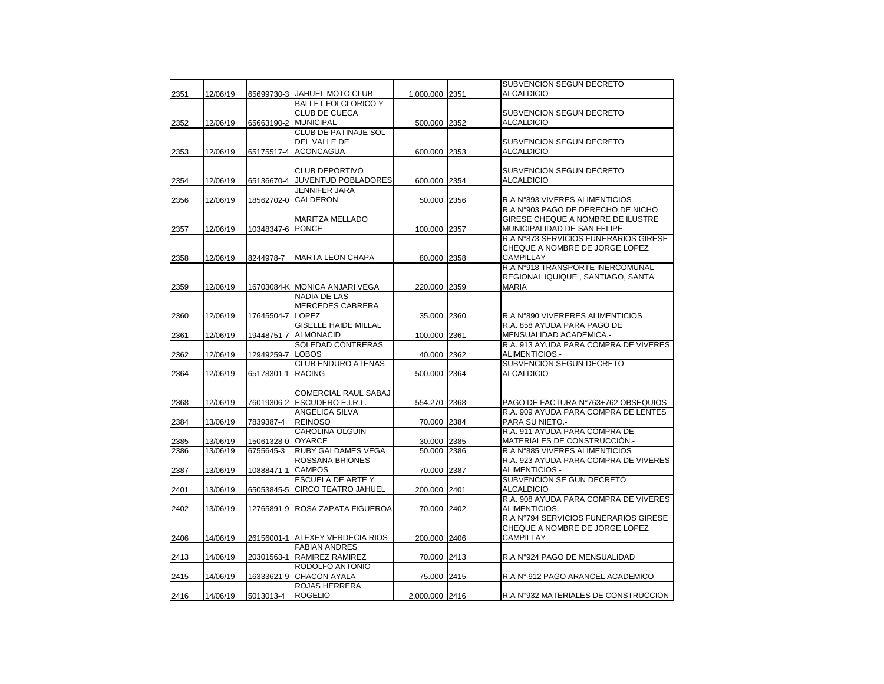| | | | | | | |
|---|---|---|---|---|---|---|
| 2351 | 12/06/19 | 65699730-3 | JAHUEL MOTO CLUB | 1.000.000 | 2351 | SUBVENCION SEGUN DECRETO ALCALDICIO |
| 2352 | 12/06/19 | 65663190-2 | BALLET FOLCLORICO Y CLUB DE CUECA MUNICIPAL | 500.000 | 2352 | SUBVENCION SEGUN DECRETO ALCALDICIO |
| 2353 | 12/06/19 | 65175517-4 | CLUB DE PATINAJE SOL DEL VALLE DE ACONCAGUA | 600.000 | 2353 | SUBVENCION SEGUN DECRETO ALCALDICIO |
| 2354 | 12/06/19 | 65136670-4 | CLUB DEPORTIVO JUVENTUD POBLADORES | 600.000 | 2354 | SUBVENCION SEGUN DECRETO ALCALDICIO |
| 2356 | 12/06/19 | 18562702-0 | JENNIFER JARA CALDERON | 50.000 | 2356 | R.A N°893 VIVERES ALIMENTICIOS |
| 2357 | 12/06/19 | 10348347-6 | MARITZA MELLADO PONCE | 100.000 | 2357 | R.A N°903 PAGO DE DERECHO DE NICHO GIRESE CHEQUE A NOMBRE DE ILUSTRE MUNICIPALIDAD DE SAN FELIPE |
| 2358 | 12/06/19 | 8244978-7 | MARTA LEON CHAPA | 80.000 | 2358 | R.A N°873 SERVICIOS FUNERARIOS GIRESE CHEQUE A NOMBRE DE JORGE LOPEZ CAMPILLAY |
| 2359 | 12/06/19 | 16703084-K | MONICA ANJARI VEGA | 220.000 | 2359 | R.A N°918 TRANSPORTE INERCOMUNAL REGIONAL IQUIQUE , SANTIAGO, SANTA MARIA |
| 2360 | 12/06/19 | 17645504-7 | NADIA DE LAS MERCEDES CABRERA LOPEZ | 35.000 | 2360 | R.A N°890 VIVERERES ALIMENTICIOS |
| 2361 | 12/06/19 | 19448751-7 | GISELLE HAIDE MILLAL ALMONACID | 100.000 | 2361 | R.A. 858 AYUDA PARA PAGO DE MENSUALIDAD ACADEMICA.- |
| 2362 | 12/06/19 | 12949259-7 | SOLEDAD CONTRERAS LOBOS | 40.000 | 2362 | R.A. 913 AYUDA PARA COMPRA DE VIVERES ALIMENTICIOS.- |
| 2364 | 12/06/19 | 65178301-1 | CLUB ENDURO ATENAS RACING | 500.000 | 2364 | SUBVENCION SEGUN DECRETO ALCALDICIO |
| 2368 | 12/06/19 | 76019306-2 | COMERCIAL RAUL SABAJ ESCUDERO E.I.R.L. | 554.270 | 2368 | PAGO DE FACTURA N°763+762 OBSEQUIOS |
| 2384 | 13/06/19 | 7839387-4 | ANGELICA SILVA REINOSO | 70.000 | 2384 | R.A. 909 AYUDA PARA COMPRA DE LENTES PARA SU NIETO.- |
| 2385 | 13/06/19 | 15061328-0 | CAROLINA OLGUIN OYARCE | 30.000 | 2385 | R.A. 911 AYUDA PARA COMPRA DE MATERIALES DE CONSTRUCCIÓN.- |
| 2386 | 13/06/19 | 6755645-3 | RUBY GALDAMES VEGA | 50.000 | 2386 | R.A N°885 VIVERES ALIMENTICIOS |
| 2387 | 13/06/19 | 10888471-1 | ROSSANA BRIONES CAMPOS | 70.000 | 2387 | R.A. 923 AYUDA PARA COMPRA DE VIVERES ALIMENTICIOS.- |
| 2401 | 13/06/19 | 65053845-5 | ESCUELA DE ARTE Y CIRCO TEATRO JAHUEL | 200.000 | 2401 | SUBVENCION SE GUN DECRETO ALCALDICIO |
| 2402 | 13/06/19 | 12765891-9 | ROSA ZAPATA FIGUEROA | 70.000 | 2402 | R.A. 908 AYUDA PARA COMPRA DE VIVERES ALIMENTICIOS.- |
| 2406 | 14/06/19 | 26156001-1 | ALEXEY VERDECIA RIOS | 200.000 | 2406 | R.A N°794 SERVICIOS FUNERARIOS GIRESE CHEQUE A NOMBRE DE JORGE LOPEZ CAMPILLAY |
| 2413 | 14/06/19 | 20301563-1 | FABIAN ANDRES RAMIREZ RAMIREZ | 70.000 | 2413 | R.A N°924 PAGO DE MENSUALIDAD |
| 2415 | 14/06/19 | 16333621-9 | RODOLFO ANTONIO CHACON AYALA | 75.000 | 2415 | R.A N° 912 PAGO ARANCEL ACADEMICO |
| 2416 | 14/06/19 | 5013013-4 | ROJAS HERRERA ROGELIO | 2.000.000 | 2416 | R.A N°932 MATERIALES DE CONSTRUCCION |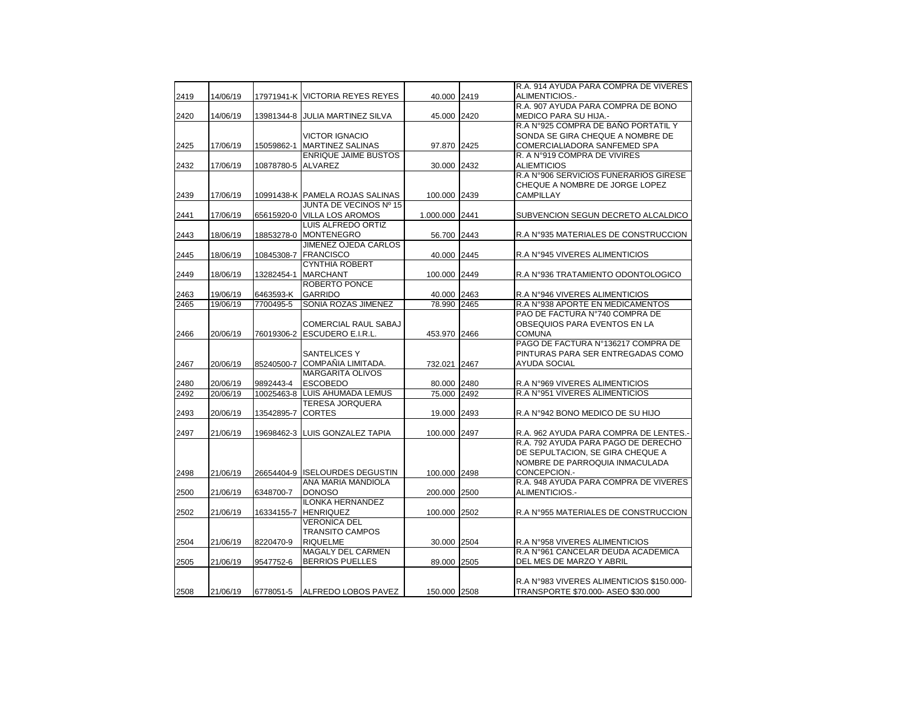| | | | | | | |
|---|---|---|---|---|---|---|
| 2419 | 14/06/19 | 17971941-K | VICTORIA REYES REYES | 40.000 | 2419 | R.A. 914 AYUDA PARA COMPRA DE VIVERES ALIMENTICIOS.- |
| 2420 | 14/06/19 | 13981344-8 | JULIA MARTINEZ SILVA | 45.000 | 2420 | R.A. 907 AYUDA PARA COMPRA DE BONO MEDICO PARA SU HIJA.- |
| 2425 | 17/06/19 | 15059862-1 | VICTOR IGNACIO MARTINEZ SALINAS | 97.870 | 2425 | R.A N°925 COMPRA DE BAÑO PORTATIL Y SONDA SE GIRA CHEQUE A NOMBRE DE COMERCIALIADORA SANFEMED SPA |
| 2432 | 17/06/19 | 10878780-5 | ENRIQUE JAIME BUSTOS ALVAREZ | 30.000 | 2432 | R. A N°919 COMPRA DE VIVIRES ALIEMTICIOS |
| 2439 | 17/06/19 | 10991438-K | PAMELA ROJAS SALINAS | 100.000 | 2439 | R.A N°906 SERVICIOS FUNERARIOS GIRESE CHEQUE A NOMBRE DE JORGE LOPEZ CAMPILLAY |
| 2441 | 17/06/19 | 65615920-0 | JUNTA DE VECINOS Nº 15 VILLA LOS AROMOS | 1.000.000 | 2441 | SUBVENCION SEGUN DECRETO ALCALDICO |
| 2443 | 18/06/19 | 18853278-0 | LUIS ALFREDO ORTIZ MONTENEGRO | 56.700 | 2443 | R.A N°935 MATERIALES DE CONSTRUCCION |
| 2445 | 18/06/19 | 10845308-7 | JIMENEZ OJEDA CARLOS FRANCISCO | 40.000 | 2445 | R.A N°945 VIVERES ALIMENTICIOS |
| 2449 | 18/06/19 | 13282454-1 | CYNTHIA ROBERT MARCHANT | 100.000 | 2449 | R.A N°936 TRATAMIENTO ODONTOLOGICO |
| 2463 | 19/06/19 | 6463593-K | ROBERTO PONCE GARRIDO | 40.000 | 2463 | R.A N°946 VIVERES ALIMENTICIOS |
| 2465 | 19/06/19 | 7700495-5 | SONIA ROZAS JIMENEZ | 78.990 | 2465 | R.A N°938 APORTE EN MEDICAMENTOS |
| 2466 | 20/06/19 | 76019306-2 | COMERCIAL RAUL SABAJ ESCUDERO E.I.R.L. | 453.970 | 2466 | PAO DE FACTURA N°740 COMPRA DE OBSEQUIOS PARA EVENTOS EN LA COMUNA |
| 2467 | 20/06/19 | 85240500-7 | SANTELICES Y COMPAÑIA LIMITADA. | 732.021 | 2467 | PAGO DE FACTURA N°136217 COMPRA DE PINTURAS PARA SER ENTREGADAS COMO AYUDA SOCIAL |
| 2480 | 20/06/19 | 9892443-4 | MARGARITA OLIVOS ESCOBEDO | 80.000 | 2480 | R.A N°969 VIVERES ALIMENTICIOS |
| 2492 | 20/06/19 | 10025463-8 | LUIS AHUMADA LEMUS | 75.000 | 2492 | R.A N°951 VIVERES ALIMENTICIOS |
| 2493 | 20/06/19 | 13542895-7 | TERESA JORQUERA CORTES | 19.000 | 2493 | R.A N°942 BONO MEDICO DE SU HIJO |
| 2497 | 21/06/19 | 19698462-3 | LUIS GONZALEZ TAPIA | 100.000 | 2497 | R.A. 962 AYUDA PARA COMPRA DE LENTES.- |
| 2498 | 21/06/19 | 26654404-9 | ISELOURDES DEGUSTIN | 100.000 | 2498 | R.A. 792 AYUDA PARA PAGO DE DERECHO DE SEPULTACION, SE GIRA CHEQUE A NOMBRE DE PARROQUIA INMACULADA CONCEPCION.- |
| 2500 | 21/06/19 | 6348700-7 | ANA MARIA MANDIOLA DONOSO | 200.000 | 2500 | R.A. 948 AYUDA PARA COMPRA DE VIVERES ALIMENTICIOS.- |
| 2502 | 21/06/19 | 16334155-7 | ILONKA HERNANDEZ HENRIQUEZ | 100.000 | 2502 | R.A N°955 MATERIALES DE CONSTRUCCION |
| 2504 | 21/06/19 | 8220470-9 | VERONICA DEL TRANSITO CAMPOS RIQUELME | 30.000 | 2504 | R.A N°958 VIVERES ALIMENTICIOS |
| 2505 | 21/06/19 | 9547752-6 | MAGALY DEL CARMEN BERRIOS PUELLES | 89.000 | 2505 | R.A N°961 CANCELAR DEUDA ACADEMICA DEL MES DE MARZO Y ABRIL |
| 2508 | 21/06/19 | 6778051-5 | ALFREDO LOBOS PAVEZ | 150.000 | 2508 | R.A N°983 VIVERES ALIMENTICIOS $150.000- TRANSPORTE $70.000- ASEO $30.000 |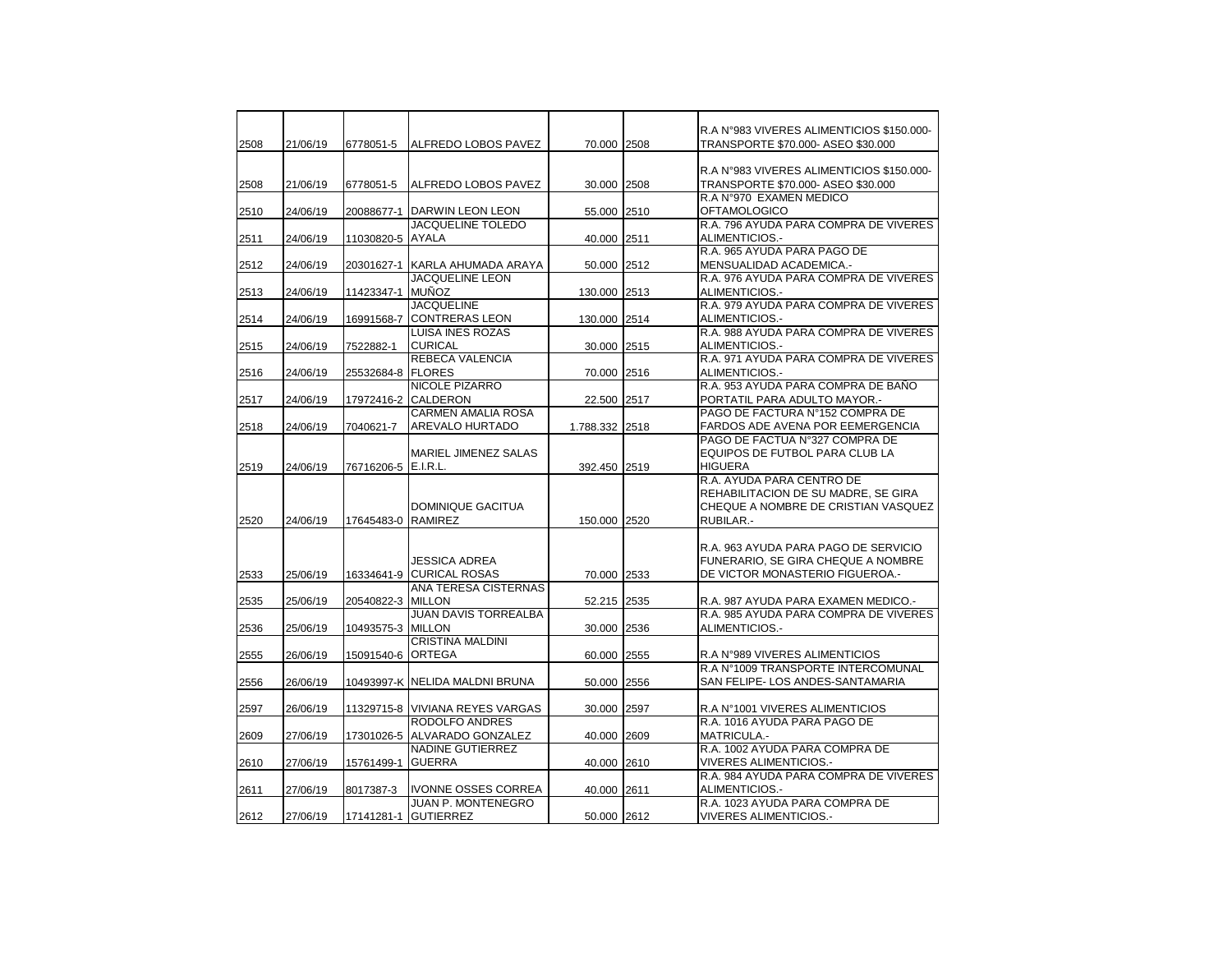| | | | | | | |
|---|---|---|---|---|---|---|
| 2508 | 21/06/19 | 6778051-5 | ALFREDO LOBOS PAVEZ | 70.000 | 2508 | R.A N°983 VIVERES ALIMENTICIOS $150.000- TRANSPORTE $70.000- ASEO $30.000 |
| 2508 | 21/06/19 | 6778051-5 | ALFREDO LOBOS PAVEZ | 30.000 | 2508 | R.A N°983 VIVERES ALIMENTICIOS $150.000- TRANSPORTE $70.000- ASEO $30.000 |
| 2510 | 24/06/19 | 20088677-1 | DARWIN LEON LEON | 55.000 | 2510 | R.A N°970 EXAMEN MEDICO OFTAMOLOGICO |
| 2511 | 24/06/19 | 11030820-5 | JACQUELINE TOLEDO AYALA | 40.000 | 2511 | R.A. 796 AYUDA PARA COMPRA DE VIVERES ALIMENTICIOS.- |
| 2512 | 24/06/19 | 20301627-1 | KARLA AHUMADA ARAYA | 50.000 | 2512 | R.A. 965 AYUDA PARA PAGO DE MENSUALIDAD ACADEMICA.- |
| 2513 | 24/06/19 | 11423347-1 | JACQUELINE LEON MUÑOZ | 130.000 | 2513 | R.A. 976 AYUDA PARA COMPRA DE VIVERES ALIMENTICIOS.- |
| 2514 | 24/06/19 | 16991568-7 | JACQUELINE CONTRERAS LEON | 130.000 | 2514 | R.A. 979 AYUDA PARA COMPRA DE VIVERES ALIMENTICIOS.- |
| 2515 | 24/06/19 | 7522882-1 | LUISA INES ROZAS CURICAL | 30.000 | 2515 | R.A. 988 AYUDA PARA COMPRA DE VIVERES ALIMENTICIOS.- |
| 2516 | 24/06/19 | 25532684-8 | REBECA VALENCIA FLORES | 70.000 | 2516 | R.A. 971 AYUDA PARA COMPRA DE VIVERES ALIMENTICIOS.- |
| 2517 | 24/06/19 | 17972416-2 | NICOLE PIZARRO CALDERON | 22.500 | 2517 | R.A. 953 AYUDA PARA COMPRA DE BAÑO PORTATIL PARA ADULTO MAYOR.- |
| 2518 | 24/06/19 | 7040621-7 | CARMEN AMALIA ROSA AREVALO HURTADO | 1.788.332 | 2518 | PAGO DE FACTURA N°152 COMPRA DE FARDOS ADE AVENA POR EEMERGENCIA |
| 2519 | 24/06/19 | 76716206-5 | MARIEL JIMENEZ SALAS E.I.R.L. | 392.450 | 2519 | PAGO DE FACTUA N°327 COMPRA DE EQUIPOS DE FUTBOL PARA CLUB LA HIGUERA |
| 2520 | 24/06/19 | 17645483-0 | DOMINIQUE GACITUA RAMIREZ | 150.000 | 2520 | R.A. AYUDA PARA CENTRO DE REHABILITACION DE SU MADRE, SE GIRA CHEQUE A NOMBRE DE CRISTIAN VASQUEZ RUBILAR.- |
| 2533 | 25/06/19 | 16334641-9 | JESSICA ADREA CURICAL ROSAS | 70.000 | 2533 | R.A. 963 AYUDA PARA PAGO DE SERVICIO FUNERARIO, SE GIRA CHEQUE A NOMBRE DE VICTOR MONASTERIO FIGUEROA.- |
| 2535 | 25/06/19 | 20540822-3 | ANA TERESA CISTERNAS MILLON | 52.215 | 2535 | R.A. 987 AYUDA PARA EXAMEN MEDICO.- |
| 2536 | 25/06/19 | 10493575-3 | JUAN DAVIS TORREALBA MILLON | 30.000 | 2536 | R.A. 985 AYUDA PARA COMPRA DE VIVERES ALIMENTICIOS.- |
| 2555 | 26/06/19 | 15091540-6 | CRISTINA MALDINI ORTEGA | 60.000 | 2555 | R.A N°989 VIVERES ALIMENTICIOS |
| 2556 | 26/06/19 | 10493997-K | NELIDA MALDNI BRUNA | 50.000 | 2556 | R.A N°1009 TRANSPORTE INTERCOMUNAL SAN FELIPE- LOS ANDES-SANTAMARIA |
| 2597 | 26/06/19 | 11329715-8 | VIVIANA REYES VARGAS | 30.000 | 2597 | R.A N°1001 VIVERES ALIMENTICIOS |
| 2609 | 27/06/19 | 17301026-5 | RODOLFO ANDRES ALVARADO GONZALEZ | 40.000 | 2609 | R.A. 1016 AYUDA PARA PAGO DE MATRICULA.- |
| 2610 | 27/06/19 | 15761499-1 | NADINE GUTIERREZ GUERRA | 40.000 | 2610 | R.A. 1002 AYUDA PARA COMPRA DE VIVERES ALIMENTICIOS.- |
| 2611 | 27/06/19 | 8017387-3 | IVONNE OSSES CORREA | 40.000 | 2611 | R.A. 984 AYUDA PARA COMPRA DE VIVERES ALIMENTICIOS.- |
| 2612 | 27/06/19 | 17141281-1 | JUAN P. MONTENEGRO GUTIERREZ | 50.000 | 2612 | R.A. 1023 AYUDA PARA COMPRA DE VIVERES ALIMENTICIOS.- |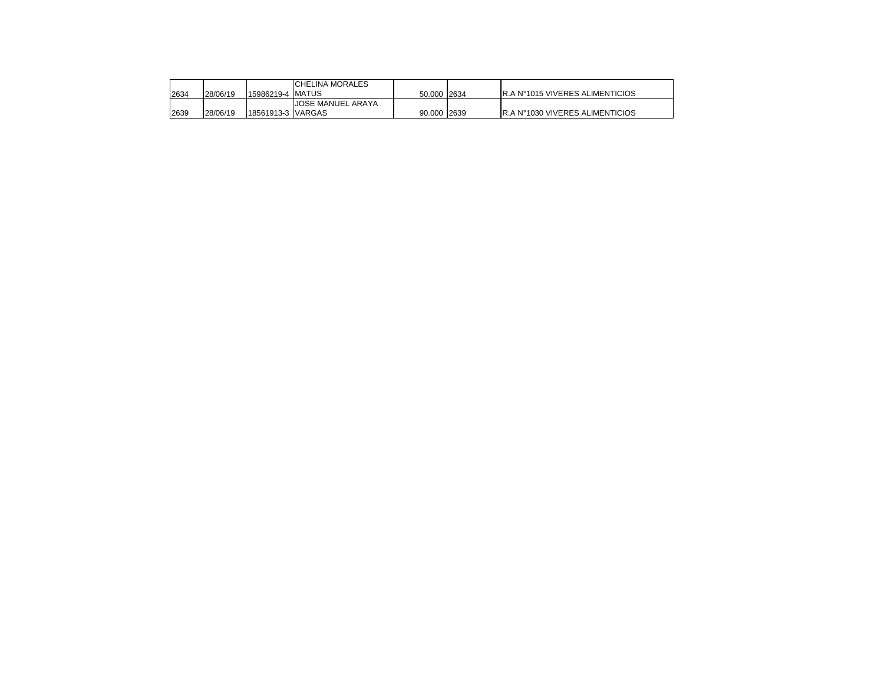| | | | | | | |
|---|---|---|---|---|---|---|
| 2634 | 28/06/19 | 15986219-4 | CHELINA MORALES MATUS | 50.000 | 2634 | R.A N°1015 VIVERES ALIMENTICIOS |
| 2639 | 28/06/19 | 18561913-3 | JOSE MANUEL ARAYA VARGAS | 90.000 | 2639 | R.A N°1030 VIVERES ALIMENTICIOS |